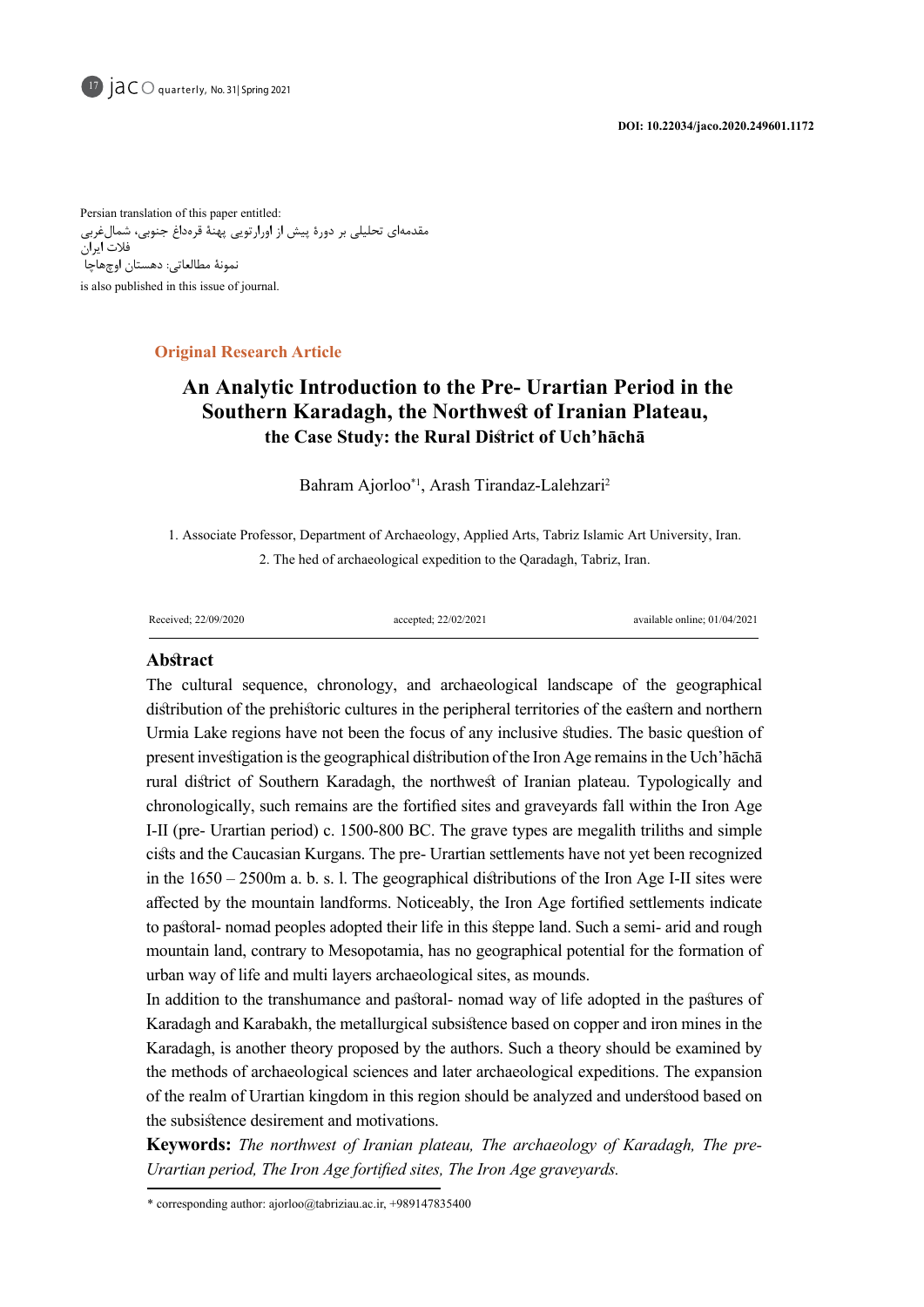DOI: 10.22034/jaco.2020.249601.1172

Persian translation of this paper entitled:
مقدمه‌ای تحلیلی بر دورۀ پیش از اورارتویی پهنۀ قره‌داغ جنوبی، شمال‌غربی فلات ایران
نمونۀ مطالعاتی: دهستان اوچهاچا
is also published in this issue of journal.

**Original Research Article**

# An Analytic Introduction to the Pre- Urartian Period in the Southern Karadagh, the Northwest of Iranian Plateau, the Case Study: the Rural District of Uch'hāchā

Bahram Ajorloo*[1], Arash Tirandaz-Lalehzari[2]

1. Associate Professor, Department of Archaeology, Applied Arts, Tabriz Islamic Art University, Iran.
2. The hed of archaeological expedition to the Qaradagh, Tabriz, Iran.

Received; 22/09/2020 accepted; 22/02/2021 available online; 01/04/2021

## Abstract

The cultural sequence, chronology, and archaeological landscape of the geographical distribution of the prehistoric cultures in the peripheral territories of the eastern and northern Urmia Lake regions have not been the focus of any inclusive studies. The basic question of present investigation is the geographical distribution of the Iron Age remains in the Uch'hāchā rural district of Southern Karadagh, the northwest of Iranian plateau. Typologically and chronologically, such remains are the fortified sites and graveyards fall within the Iron Age I-II (pre- Urartian period) c. 1500-800 BC. The grave types are megalith triliths and simple cists and the Caucasian Kurgans. The pre- Urartian settlements have not yet been recognized in the 1650 – 2500m a. b. s. l. The geographical distributions of the Iron Age I-II sites were affected by the mountain landforms. Noticeably, the Iron Age fortified settlements indicate to pastoral- nomad peoples adopted their life in this steppe land. Such a semi- arid and rough mountain land, contrary to Mesopotamia, has no geographical potential for the formation of urban way of life and multi layers archaeological sites, as mounds.

In addition to the transhumance and pastoral- nomad way of life adopted in the pastures of Karadagh and Karabakh, the metallurgical subsistence based on copper and iron mines in the Karadagh, is another theory proposed by the authors. Such a theory should be examined by the methods of archaeological sciences and later archaeological expeditions. The expansion of the realm of Urartian kingdom in this region should be analyzed and understood based on the subsistence desirement and motivations.

**Keywords:** *The northwest of Iranian plateau, The archaeology of Karadagh, The pre-Urartian period, The Iron Age fortified sites, The Iron Age graveyards.*

* corresponding author: ajorloo@tabriziau.ac.ir, +989147835400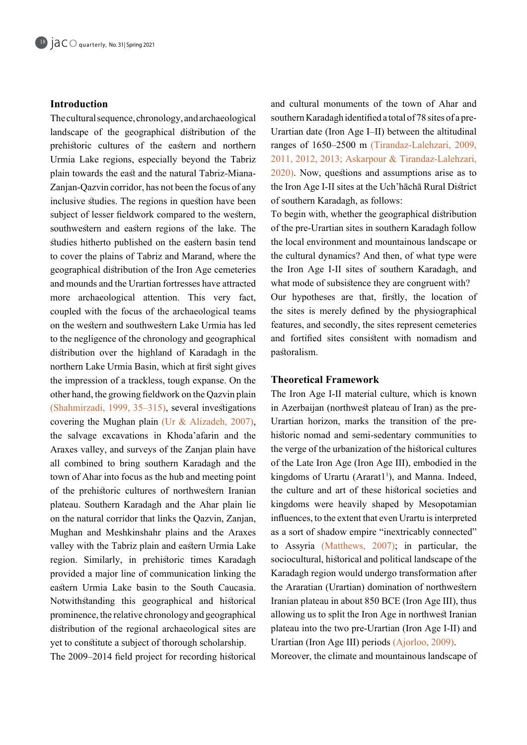## Introduction

The cultural sequence, chronology, and archaeological landscape of the geographical distribution of the prehistoric cultures of the eastern and northern Urmia Lake regions, especially beyond the Tabriz plain towards the east and the natural Tabriz-Miana-Zanjan-Qazvin corridor, has not been the focus of any inclusive studies. The regions in question have been subject of lesser fieldwork compared to the western, southwestern and eastern regions of the lake. The studies hitherto published on the eastern basin tend to cover the plains of Tabriz and Marand, where the geographical distribution of the Iron Age cemeteries and mounds and the Urartian fortresses have attracted more archaeological attention. This very fact, coupled with the focus of the archaeological teams on the western and southwestern Lake Urmia has led to the negligence of the chronology and geographical distribution over the highland of Karadagh in the northern Lake Urmia Basin, which at first sight gives the impression of a trackless, tough expanse. On the other hand, the growing fieldwork on the Qazvin plain (Shahmirzadi, 1999, 35–315), several investigations covering the Mughan plain (Ur & Alizadeh, 2007), the salvage excavations in Khoda'afarin and the Araxes valley, and surveys of the Zanjan plain have all combined to bring southern Karadagh and the town of Ahar into focus as the hub and meeting point of the prehistoric cultures of northwestern Iranian plateau. Southern Karadagh and the Ahar plain lie on the natural corridor that links the Qazvin, Zanjan, Mughan and Meshkinshahr plains and the Araxes valley with the Tabriz plain and eastern Urmia Lake region. Similarly, in prehistoric times Karadagh provided a major line of communication linking the eastern Urmia Lake basin to the South Caucasia. Notwithstanding this geographical and historical prominence, the relative chronology and geographical distribution of the regional archaeological sites are yet to constitute a subject of thorough scholarship.

The 2009–2014 field project for recording historical and cultural monuments of the town of Ahar and southern Karadagh identified a total of 78 sites of a pre-Urartian date (Iron Age I–II) between the altitudinal ranges of 1650–2500 m (Tirandaz-Lalehzari, 2009, 2011, 2012, 2013; Askarpour & Tirandaz-Lalehzari, 2020). Now, questions and assumptions arise as to the Iron Age I-II sites at the Uch'hāchā Rural District of southern Karadagh, as follows:

To begin with, whether the geographical distribution of the pre-Urartian sites in southern Karadagh follow the local environment and mountainous landscape or the cultural dynamics? And then, of what type were the Iron Age I-II sites of southern Karadagh, and what mode of subsistence they are congruent with?

Our hypotheses are that, firstly, the location of the sites is merely defined by the physiographical features, and secondly, the sites represent cemeteries and fortified sites consistent with nomadism and pastoralism.

## Theoretical Framework

The Iron Age I-II material culture, which is known in Azerbaijan (northwest plateau of Iran) as the pre-Urartian horizon, marks the transition of the pre-historic nomad and semi-sedentary communities to the verge of the urbanization of the historical cultures of the Late Iron Age (Iron Age III), embodied in the kingdoms of Urartu (Ararat1[1]), and Manna. Indeed, the culture and art of these historical societies and kingdoms were heavily shaped by Mesopotamian influences, to the extent that even Urartu is interpreted as a sort of shadow empire "inextricably connected" to Assyria (Matthews, 2007); in particular, the sociocultural, historical and political landscape of the Karadagh region would undergo transformation after the Araratian (Urartian) domination of northwestern Iranian plateau in about 850 BCE (Iron Age III), thus allowing us to split the Iron Age in northwest Iranian plateau into the two pre-Urartian (Iron Age I-II) and Urartian (Iron Age III) periods (Ajorloo, 2009).

Moreover, the climate and mountainous landscape of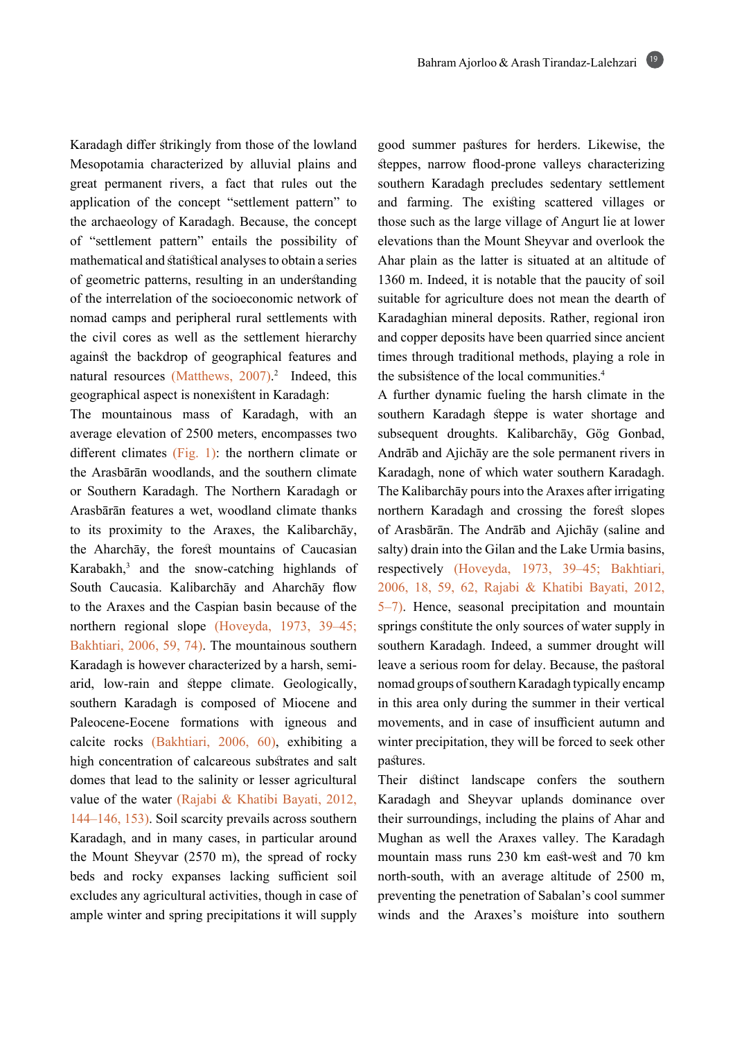Karadagh differ strikingly from those of the lowland Mesopotamia characterized by alluvial plains and great permanent rivers, a fact that rules out the application of the concept "settlement pattern" to the archaeology of Karadagh. Because, the concept of "settlement pattern" entails the possibility of mathematical and statistical analyses to obtain a series of geometric patterns, resulting in an understanding of the interrelation of the socioeconomic network of nomad camps and peripheral rural settlements with the civil cores as well as the settlement hierarchy against the backdrop of geographical features and natural resources (Matthews, 2007).[2] Indeed, this geographical aspect is nonexistent in Karadagh:

The mountainous mass of Karadagh, with an average elevation of 2500 meters, encompasses two different climates (Fig. 1): the northern climate or the Arasbārān woodlands, and the southern climate or Southern Karadagh. The Northern Karadagh or Arasbārān features a wet, woodland climate thanks to its proximity to the Araxes, the Kalibarchāy, the Aharchāy, the forest mountains of Caucasian Karabakh,[3] and the snow-catching highlands of South Caucasia. Kalibarchāy and Aharchāy flow to the Araxes and the Caspian basin because of the northern regional slope (Hoveyda, 1973, 39–45; Bakhtiari, 2006, 59, 74). The mountainous southern Karadagh is however characterized by a harsh, semi-arid, low-rain and steppe climate. Geologically, southern Karadagh is composed of Miocene and Paleocene-Eocene formations with igneous and calcite rocks (Bakhtiari, 2006, 60), exhibiting a high concentration of calcareous substrates and salt domes that lead to the salinity or lesser agricultural value of the water (Rajabi & Khatibi Bayati, 2012, 144–146, 153). Soil scarcity prevails across southern Karadagh, and in many cases, in particular around the Mount Sheyvar (2570 m), the spread of rocky beds and rocky expanses lacking sufficient soil excludes any agricultural activities, though in case of ample winter and spring precipitations it will supply good summer pastures for herders. Likewise, the steppes, narrow flood-prone valleys characterizing southern Karadagh precludes sedentary settlement and farming. The existing scattered villages or those such as the large village of Angurt lie at lower elevations than the Mount Sheyvar and overlook the Ahar plain as the latter is situated at an altitude of 1360 m. Indeed, it is notable that the paucity of soil suitable for agriculture does not mean the dearth of Karadaghian mineral deposits. Rather, regional iron and copper deposits have been quarried since ancient times through traditional methods, playing a role in the subsistence of the local communities.[4]

A further dynamic fueling the harsh climate in the southern Karadagh steppe is water shortage and subsequent droughts. Kalibarchāy, Gög Gonbad, Andrāb and Ajichāy are the sole permanent rivers in Karadagh, none of which water southern Karadagh. The Kalibarchāy pours into the Araxes after irrigating northern Karadagh and crossing the forest slopes of Arasbārān. The Andrāb and Ajichāy (saline and salty) drain into the Gilan and the Lake Urmia basins, respectively (Hoveyda, 1973, 39–45; Bakhtiari, 2006, 18, 59, 62, Rajabi & Khatibi Bayati, 2012, 5–7). Hence, seasonal precipitation and mountain springs constitute the only sources of water supply in southern Karadagh. Indeed, a summer drought will leave a serious room for delay. Because, the pastoral nomad groups of southern Karadagh typically encamp in this area only during the summer in their vertical movements, and in case of insufficient autumn and winter precipitation, they will be forced to seek other pastures.

Their distinct landscape confers the southern Karadagh and Sheyvar uplands dominance over their surroundings, including the plains of Ahar and Mughan as well the Araxes valley. The Karadagh mountain mass runs 230 km east-west and 70 km north-south, with an average altitude of 2500 m, preventing the penetration of Sabalan's cool summer winds and the Araxes's moisture into southern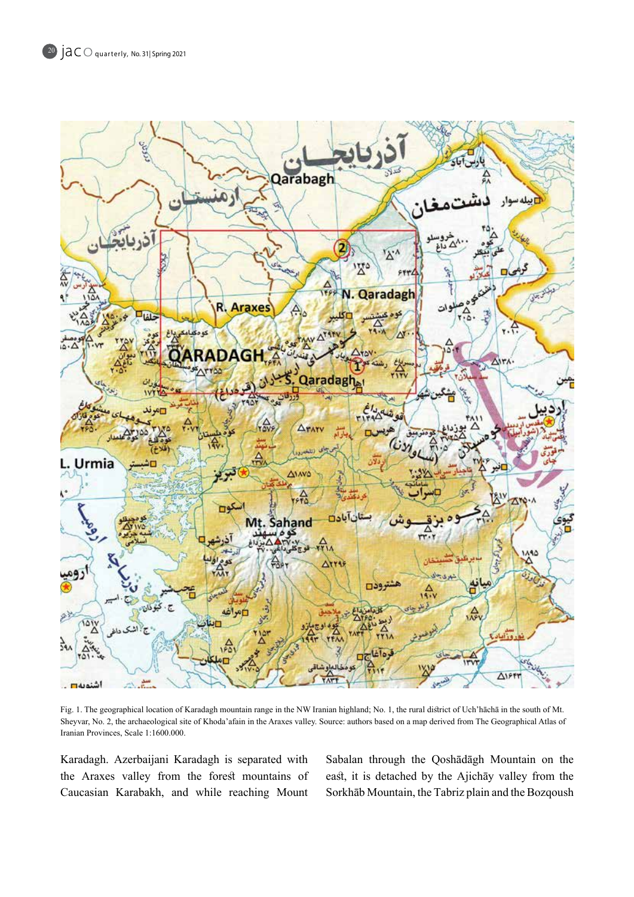Fig. 1. The geographical location of Karadagh mountain range in the NW Iranian highland; No. 1, the rural district of Uch'hāchā in the south of Mt. Sheyvar, No. 2, the archaeological site of Khoda'afain in the Araxes valley. Source: authors based on a map derived from The Geographical Atlas of Iranian Provinces, Scale 1:1600.000.

Karadagh. Azerbaijani Karadagh is separated with the Araxes valley from the forest mountains of Caucasian Karabakh, and while reaching Mount Sabalan through the Qoshādāgh Mountain on the east, it is detached by the Ajichāy valley from the Sorkhāb Mountain, the Tabriz plain and the Bozqoush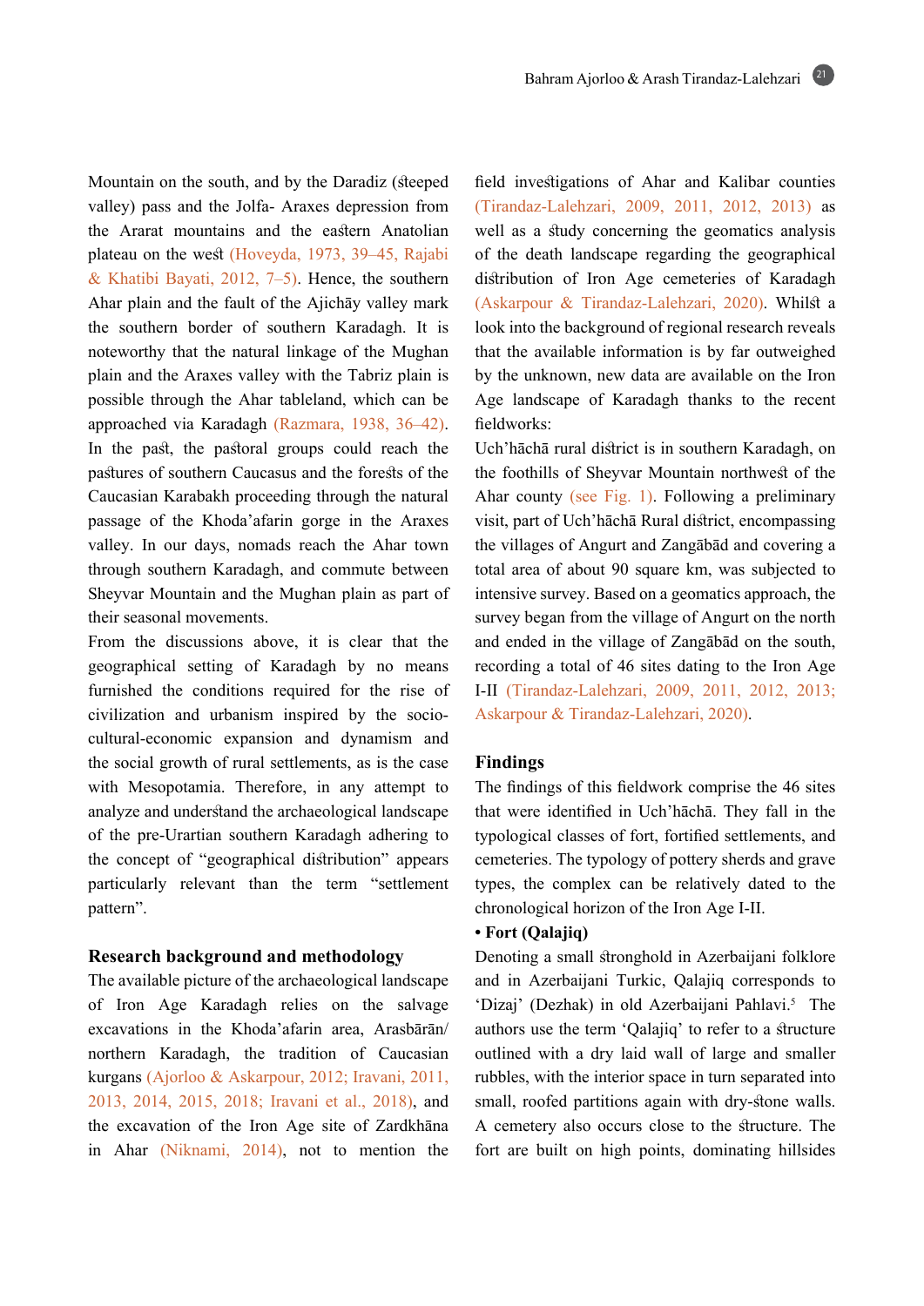Mountain on the south, and by the Daradiz (steeped valley) pass and the Jolfa- Araxes depression from the Ararat mountains and the eastern Anatolian plateau on the west (Hoveyda, 1973, 39–45, Rajabi & Khatibi Bayati, 2012, 7–5). Hence, the southern Ahar plain and the fault of the Ajichāy valley mark the southern border of southern Karadagh. It is noteworthy that the natural linkage of the Mughan plain and the Araxes valley with the Tabriz plain is possible through the Ahar tableland, which can be approached via Karadagh (Razmara, 1938, 36–42). In the past, the pastoral groups could reach the pastures of southern Caucasus and the forests of the Caucasian Karabakh proceeding through the natural passage of the Khoda'afarin gorge in the Araxes valley. In our days, nomads reach the Ahar town through southern Karadagh, and commute between Sheyvar Mountain and the Mughan plain as part of their seasonal movements.

From the discussions above, it is clear that the geographical setting of Karadagh by no means furnished the conditions required for the rise of civilization and urbanism inspired by the socio-cultural-economic expansion and dynamism and the social growth of rural settlements, as is the case with Mesopotamia. Therefore, in any attempt to analyze and understand the archaeological landscape of the pre-Urartian southern Karadagh adhering to the concept of "geographical distribution" appears particularly relevant than the term "settlement pattern".

## Research background and methodology

The available picture of the archaeological landscape of Iron Age Karadagh relies on the salvage excavations in the Khoda'afarin area, Arasbārān/ northern Karadagh, the tradition of Caucasian kurgans (Ajorloo & Askarpour, 2012; Iravani, 2011, 2013, 2014, 2015, 2018; Iravani et al., 2018), and the excavation of the Iron Age site of Zardkhāna in Ahar (Niknami, 2014), not to mention the field investigations of Ahar and Kalibar counties (Tirandaz-Lalehzari, 2009, 2011, 2012, 2013) as well as a study concerning the geomatics analysis of the death landscape regarding the geographical distribution of Iron Age cemeteries of Karadagh (Askarpour & Tirandaz-Lalehzari, 2020). Whilst a look into the background of regional research reveals that the available information is by far outweighed by the unknown, new data are available on the Iron Age landscape of Karadagh thanks to the recent fieldworks:

Uch'hāchā rural district is in southern Karadagh, on the foothills of Sheyvar Mountain northwest of the Ahar county (see Fig. 1). Following a preliminary visit, part of Uch'hāchā Rural district, encompassing the villages of Angurt and Zangābād and covering a total area of about 90 square km, was subjected to intensive survey. Based on a geomatics approach, the survey began from the village of Angurt on the north and ended in the village of Zangābād on the south, recording a total of 46 sites dating to the Iron Age I-II (Tirandaz-Lalehzari, 2009, 2011, 2012, 2013; Askarpour & Tirandaz-Lalehzari, 2020).

## Findings

The findings of this fieldwork comprise the 46 sites that were identified in Uch'hāchā. They fall in the typological classes of fort, fortified settlements, and cemeteries. The typology of pottery sherds and grave types, the complex can be relatively dated to the chronological horizon of the Iron Age I-II.

- **Fort (Qalajiq)**

Denoting a small stronghold in Azerbaijani folklore and in Azerbaijani Turkic, Qalajiq corresponds to 'Dizaj' (Dezhak) in old Azerbaijani Pahlavi.[5] The authors use the term 'Qalajiq' to refer to a structure outlined with a dry laid wall of large and smaller rubbles, with the interior space in turn separated into small, roofed partitions again with dry-stone walls. A cemetery also occurs close to the structure. The fort are built on high points, dominating hillsides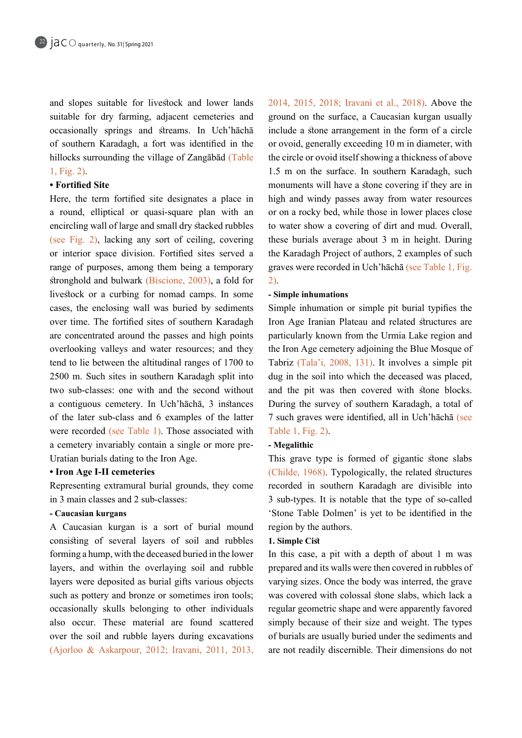and slopes suitable for livestock and lower lands suitable for dry farming, adjacent cemeteries and occasionally springs and streams. In Uch'hāchā of southern Karadagh, a fort was identified in the hillocks surrounding the village of Zangābād (Table 1, Fig. 2).

**• Fortified Site**

Here, the term fortified site designates a place in a round, elliptical or quasi-square plan with an encircling wall of large and small dry stacked rubbles (see Fig. 2), lacking any sort of ceiling, covering or interior space division. Fortified sites served a range of purposes, among them being a temporary stronghold and bulwark (Biscione, 2003), a fold for livestock or a curbing for nomad camps. In some cases, the enclosing wall was buried by sediments over time. The fortified sites of southern Karadagh are concentrated around the passes and high points overlooking valleys and water resources; and they tend to lie between the altitudinal ranges of 1700 to 2500 m. Such sites in southern Karadagh split into two sub-classes: one with and the second without a contiguous cemetery. In Uch'hāchā, 3 instances of the later sub-class and 6 examples of the latter were recorded (see Table 1). Those associated with a cemetery invariably contain a single or more pre-Uratian burials dating to the Iron Age.

**• Iron Age I-II cemeteries**

Representing extramural burial grounds, they come in 3 main classes and 2 sub-classes:

**- Caucasian kurgans**

A Caucasian kurgan is a sort of burial mound consisting of several layers of soil and rubbles forming a hump, with the deceased buried in the lower layers, and within the overlaying soil and rubble layers were deposited as burial gifts various objects such as pottery and bronze or sometimes iron tools; occasionally skulls belonging to other individuals also occur. These material are found scattered over the soil and rubble layers during excavations (Ajorloo & Askarpour, 2012; Iravani, 2011, 2013, 2014, 2015, 2018; Iravani et al., 2018). Above the ground on the surface, a Caucasian kurgan usually include a stone arrangement in the form of a circle or ovoid, generally exceeding 10 m in diameter, with the circle or ovoid itself showing a thickness of above 1.5 m on the surface. In southern Karadagh, such monuments will have a stone covering if they are in high and windy passes away from water resources or on a rocky bed, while those in lower places close to water show a covering of dirt and mud. Overall, these burials average about 3 m in height. During the Karadagh Project of authors, 2 examples of such graves were recorded in Uch'hāchā (see Table 1, Fig. 2).

**- Simple inhumations**

Simple inhumation or simple pit burial typifies the Iron Age Iranian Plateau and related structures are particularly known from the Urmia Lake region and the Iron Age cemetery adjoining the Blue Mosque of Tabriz (Tala'i, 2008, 131). It involves a simple pit dug in the soil into which the deceased was placed, and the pit was then covered with stone blocks. During the survey of southern Karadagh, a total of 7 such graves were identified, all in Uch'hāchā (see Table 1, Fig. 2).

**- Megalithic**

This grave type is formed of gigantic stone slabs (Childe, 1968). Typologically, the related structures recorded in southern Karadagh are divisible into 3 sub-types. It is notable that the type of so-called 'Stone Table Dolmen' is yet to be identified in the region by the authors.

**1. Simple Cist**

In this case, a pit with a depth of about 1 m was prepared and its walls were then covered in rubbles of varying sizes. Once the body was interred, the grave was covered with colossal stone slabs, which lack a regular geometric shape and were apparently favored simply because of their size and weight. The types of burials are usually buried under the sediments and are not readily discernible. Their dimensions do not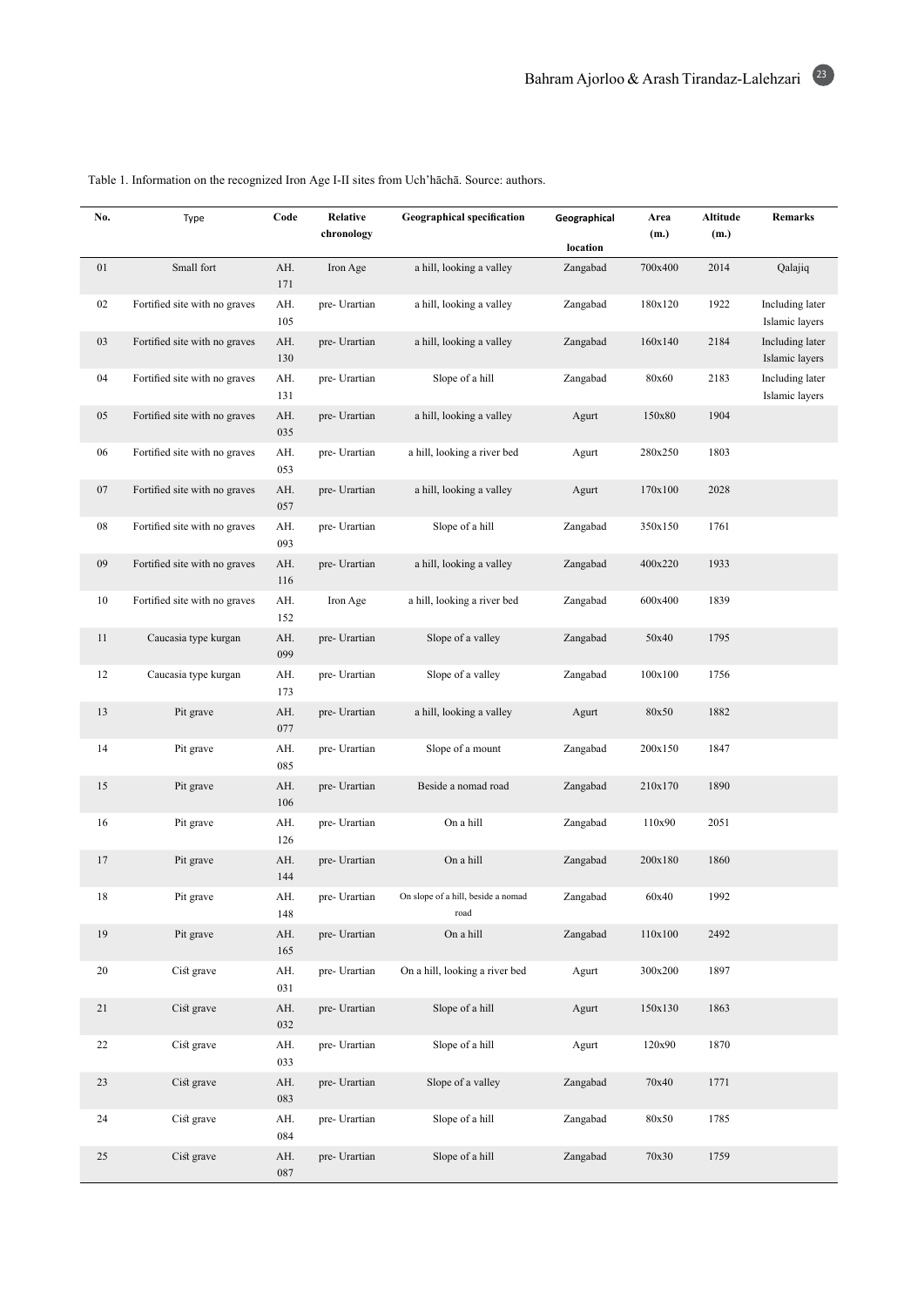Table 1. Information on the recognized Iron Age I-II sites from Uch'hāchā. Source: authors.

| No. | Type | Code | Relative chronology | Geographical specification | Geographical location | Area (m.) | Altitude (m.) | Remarks |
|---|---|---|---|---|---|---|---|---|
| 01 | Small fort | AH. 171 | Iron Age | a hill, looking a valley | Zangabad | 700x400 | 2014 | Qalajiq |
| 02 | Fortified site with no graves | AH. 105 | pre- Urartian | a hill, looking a valley | Zangabad | 180x120 | 1922 | Including later Islamic layers |
| 03 | Fortified site with no graves | AH. 130 | pre- Urartian | a hill, looking a valley | Zangabad | 160x140 | 2184 | Including later Islamic layers |
| 04 | Fortified site with no graves | AH. 131 | pre- Urartian | Slope of a hill | Zangabad | 80x60 | 2183 | Including later Islamic layers |
| 05 | Fortified site with no graves | AH. 035 | pre- Urartian | a hill, looking a valley | Agurt | 150x80 | 1904 | |
| 06 | Fortified site with no graves | AH. 053 | pre- Urartian | a hill, looking a river bed | Agurt | 280x250 | 1803 | |
| 07 | Fortified site with no graves | AH. 057 | pre- Urartian | a hill, looking a valley | Agurt | 170x100 | 2028 | |
| 08 | Fortified site with no graves | AH. 093 | pre- Urartian | Slope of a hill | Zangabad | 350x150 | 1761 | |
| 09 | Fortified site with no graves | AH. 116 | pre- Urartian | a hill, looking a valley | Zangabad | 400x220 | 1933 | |
| 10 | Fortified site with no graves | AH. 152 | Iron Age | a hill, looking a river bed | Zangabad | 600x400 | 1839 | |
| 11 | Caucasia type kurgan | AH. 099 | pre- Urartian | Slope of a valley | Zangabad | 50x40 | 1795 | |
| 12 | Caucasia type kurgan | AH. 173 | pre- Urartian | Slope of a valley | Zangabad | 100x100 | 1756 | |
| 13 | Pit grave | AH. 077 | pre- Urartian | a hill, looking a valley | Agurt | 80x50 | 1882 | |
| 14 | Pit grave | AH. 085 | pre- Urartian | Slope of a mount | Zangabad | 200x150 | 1847 | |
| 15 | Pit grave | AH. 106 | pre- Urartian | Beside a nomad road | Zangabad | 210x170 | 1890 | |
| 16 | Pit grave | AH. 126 | pre- Urartian | On a hill | Zangabad | 110x90 | 2051 | |
| 17 | Pit grave | AH. 144 | pre- Urartian | On a hill | Zangabad | 200x180 | 1860 | |
| 18 | Pit grave | AH. 148 | pre- Urartian | On slope of a hill, beside a nomad road | Zangabad | 60x40 | 1992 | |
| 19 | Pit grave | AH. 165 | pre- Urartian | On a hill | Zangabad | 110x100 | 2492 | |
| 20 | Cist grave | AH. 031 | pre- Urartian | On a hill, looking a river bed | Agurt | 300x200 | 1897 | |
| 21 | Cist grave | AH. 032 | pre- Urartian | Slope of a hill | Agurt | 150x130 | 1863 | |
| 22 | Cist grave | AH. 033 | pre- Urartian | Slope of a hill | Agurt | 120x90 | 1870 | |
| 23 | Cist grave | AH. 083 | pre- Urartian | Slope of a valley | Zangabad | 70x40 | 1771 | |
| 24 | Cist grave | AH. 084 | pre- Urartian | Slope of a hill | Zangabad | 80x50 | 1785 | |
| 25 | Cist grave | AH. 087 | pre- Urartian | Slope of a hill | Zangabad | 70x30 | 1759 | |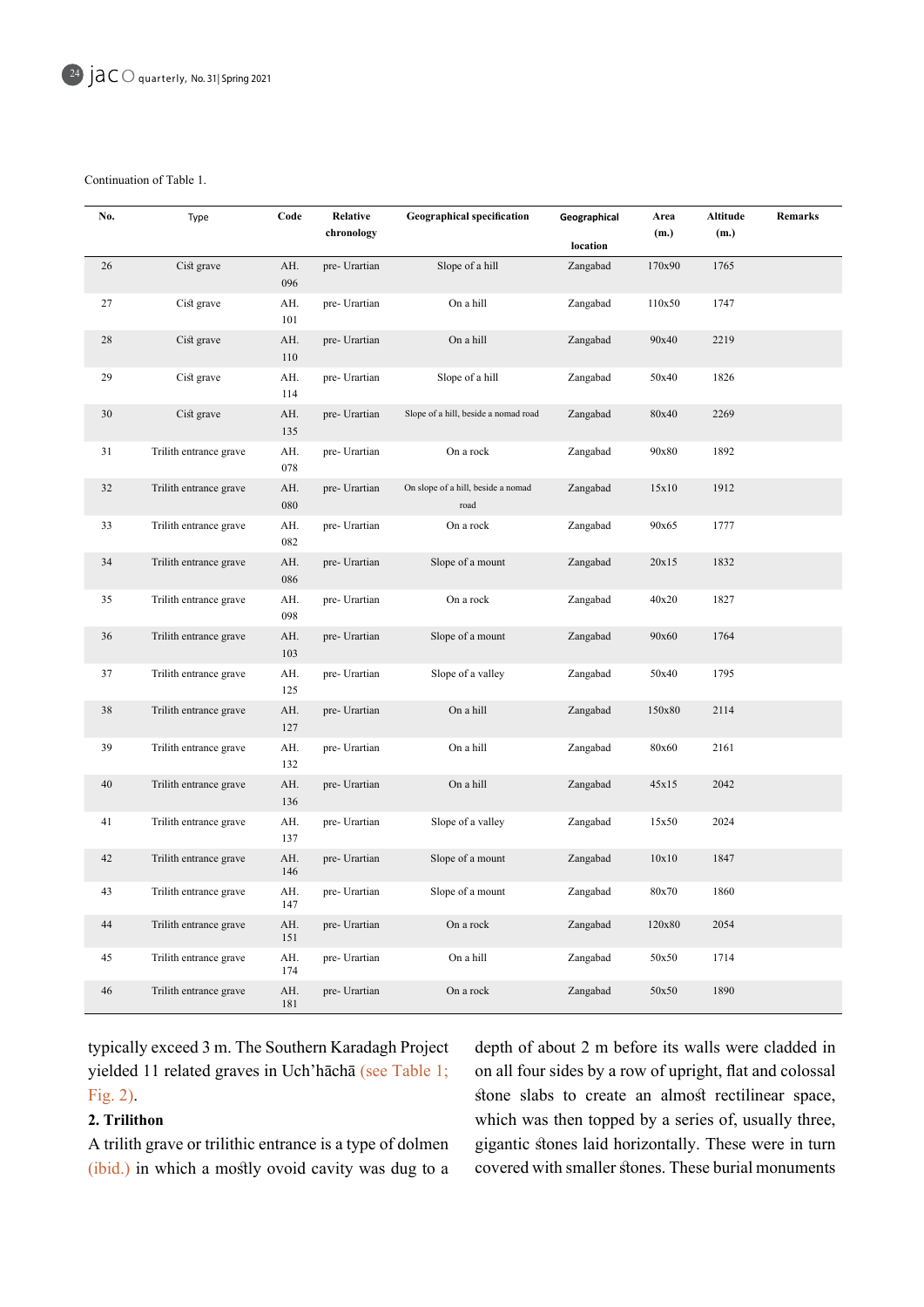Continuation of Table 1.

| No. | Type | Code | Relative chronology | Geographical specification | Geographical location | Area (m.) | Altitude (m.) | Remarks |
|---|---|---|---|---|---|---|---|---|
| 26 | Cist grave | AH. 096 | pre- Urartian | Slope of a hill | Zangabad | 170x90 | 1765 | |
| 27 | Cist grave | AH. 101 | pre- Urartian | On a hill | Zangabad | 110x50 | 1747 | |
| 28 | Cist grave | AH. 110 | pre- Urartian | On a hill | Zangabad | 90x40 | 2219 | |
| 29 | Cist grave | AH. 114 | pre- Urartian | Slope of a hill | Zangabad | 50x40 | 1826 | |
| 30 | Cist grave | AH. 135 | pre- Urartian | Slope of a hill, beside a nomad road | Zangabad | 80x40 | 2269 | |
| 31 | Trilith entrance grave | AH. 078 | pre- Urartian | On a rock | Zangabad | 90x80 | 1892 | |
| 32 | Trilith entrance grave | AH. 080 | pre- Urartian | On slope of a hill, beside a nomad road | Zangabad | 15x10 | 1912 | |
| 33 | Trilith entrance grave | AH. 082 | pre- Urartian | On a rock | Zangabad | 90x65 | 1777 | |
| 34 | Trilith entrance grave | AH. 086 | pre- Urartian | Slope of a mount | Zangabad | 20x15 | 1832 | |
| 35 | Trilith entrance grave | AH. 098 | pre- Urartian | On a rock | Zangabad | 40x20 | 1827 | |
| 36 | Trilith entrance grave | AH. 103 | pre- Urartian | Slope of a mount | Zangabad | 90x60 | 1764 | |
| 37 | Trilith entrance grave | AH. 125 | pre- Urartian | Slope of a valley | Zangabad | 50x40 | 1795 | |
| 38 | Trilith entrance grave | AH. 127 | pre- Urartian | On a hill | Zangabad | 150x80 | 2114 | |
| 39 | Trilith entrance grave | AH. 132 | pre- Urartian | On a hill | Zangabad | 80x60 | 2161 | |
| 40 | Trilith entrance grave | AH. 136 | pre- Urartian | On a hill | Zangabad | 45x15 | 2042 | |
| 41 | Trilith entrance grave | AH. 137 | pre- Urartian | Slope of a valley | Zangabad | 15x50 | 2024 | |
| 42 | Trilith entrance grave | AH. 146 | pre- Urartian | Slope of a mount | Zangabad | 10x10 | 1847 | |
| 43 | Trilith entrance grave | AH. 147 | pre- Urartian | Slope of a mount | Zangabad | 80x70 | 1860 | |
| 44 | Trilith entrance grave | AH. 151 | pre- Urartian | On a rock | Zangabad | 120x80 | 2054 | |
| 45 | Trilith entrance grave | AH. 174 | pre- Urartian | On a hill | Zangabad | 50x50 | 1714 | |
| 46 | Trilith entrance grave | AH. 181 | pre- Urartian | On a rock | Zangabad | 50x50 | 1890 | |

typically exceed 3 m. The Southern Karadagh Project yielded 11 related graves in Uch'hāchā (see Table 1; Fig. 2).

**2. Trilithon**

A trilith grave or trilithic entrance is a type of dolmen (ibid.) in which a mostly ovoid cavity was dug to a depth of about 2 m before its walls were cladded in on all four sides by a row of upright, flat and colossal stone slabs to create an almost rectilinear space, which was then topped by a series of, usually three, gigantic stones laid horizontally. These were in turn covered with smaller stones. These burial monuments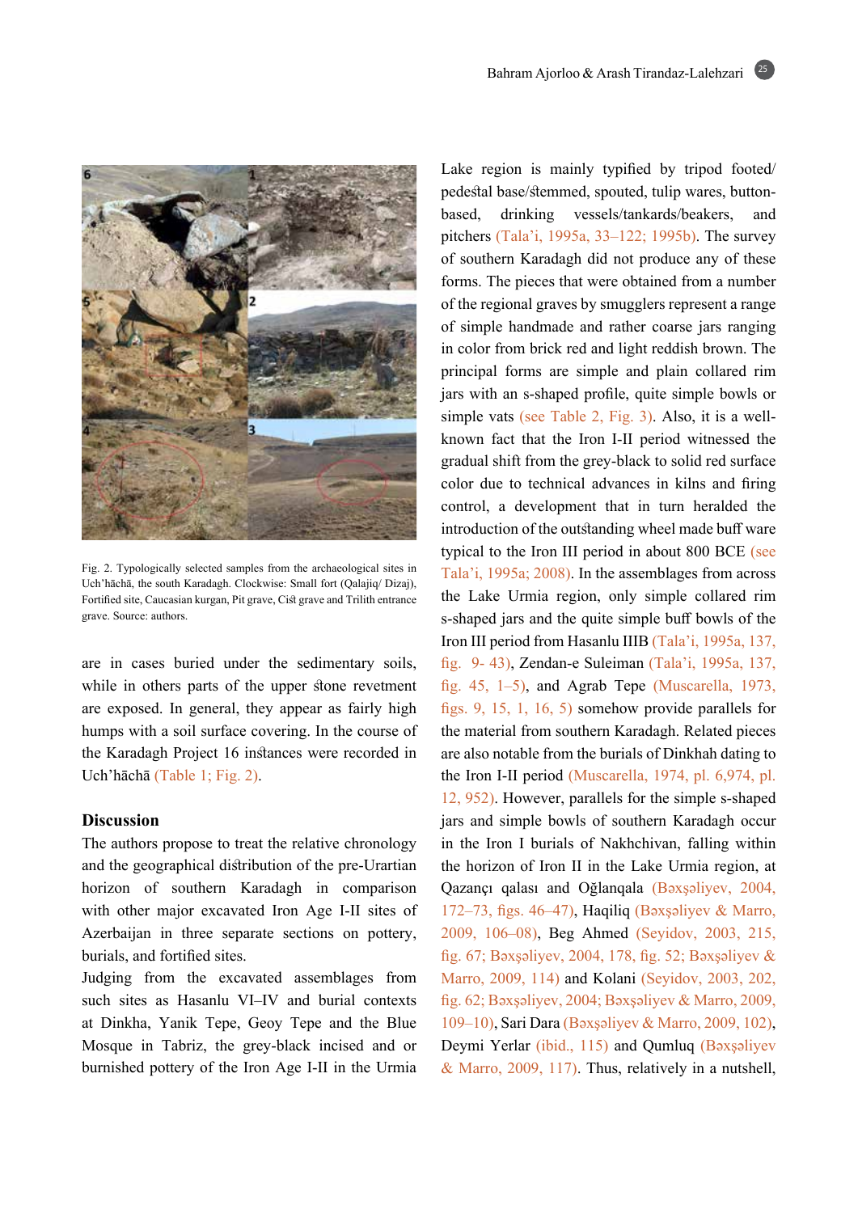Fig. 2. Typologically selected samples from the archaeological sites in Uch'hāchā, the south Karadagh. Clockwise: Small fort (Qalajiq/ Dizaj), Fortified site, Caucasian kurgan, Pit grave, Cist grave and Trilith entrance grave. Source: authors.

are in cases buried under the sedimentary soils, while in others parts of the upper stone revetment are exposed. In general, they appear as fairly high humps with a soil surface covering. In the course of the Karadagh Project 16 instances were recorded in Uch'hāchā (Table 1; Fig. 2).

## Discussion

The authors propose to treat the relative chronology and the geographical distribution of the pre-Urartian horizon of southern Karadagh in comparison with other major excavated Iron Age I-II sites of Azerbaijan in three separate sections on pottery, burials, and fortified sites.

Judging from the excavated assemblages from such sites as Hasanlu VI–IV and burial contexts at Dinkha, Yanik Tepe, Geoy Tepe and the Blue Mosque in Tabriz, the grey-black incised and or burnished pottery of the Iron Age I-II in the Urmia Lake region is mainly typified by tripod footed/ pedestal base/stemmed, spouted, tulip wares, button-based, drinking vessels/tankards/beakers, and pitchers (Tala'i, 1995a, 33–122; 1995b). The survey of southern Karadagh did not produce any of these forms. The pieces that were obtained from a number of the regional graves by smugglers represent a range of simple handmade and rather coarse jars ranging in color from brick red and light reddish brown. The principal forms are simple and plain collared rim jars with an s-shaped profile, quite simple bowls or simple vats (see Table 2, Fig. 3). Also, it is a well-known fact that the Iron I-II period witnessed the gradual shift from the grey-black to solid red surface color due to technical advances in kilns and firing control, a development that in turn heralded the introduction of the outstanding wheel made buff ware typical to the Iron III period in about 800 BCE (see Tala'i, 1995a; 2008). In the assemblages from across the Lake Urmia region, only simple collared rim s-shaped jars and the quite simple buff bowls of the Iron III period from Hasanlu IIIB (Tala'i, 1995a, 137, fig. 9- 43), Zendan-e Suleiman (Tala'i, 1995a, 137, fig. 45, 1–5), and Agrab Tepe (Muscarella, 1973, figs. 9, 15, 1, 16, 5) somehow provide parallels for the material from southern Karadagh. Related pieces are also notable from the burials of Dinkhah dating to the Iron I-II period (Muscarella, 1974, pl. 6,974, pl. 12, 952). However, parallels for the simple s-shaped jars and simple bowls of southern Karadagh occur in the Iron I burials of Nakhchivan, falling within the horizon of Iron II in the Lake Urmia region, at Qazançı qalası and Oğlanqala (Bəxşəliyev, 2004, 172–73, figs. 46–47), Haqiliq (Bəxşəliyev & Marro, 2009, 106–08), Beg Ahmed (Seyidov, 2003, 215, fig. 67; Bəxşəliyev, 2004, 178, fig. 52; Bəxşəliyev & Marro, 2009, 114) and Kolani (Seyidov, 2003, 202, fig. 62; Bəxşəliyev, 2004; Bəxşəliyev & Marro, 2009, 109–10), Sari Dara (Bəxşəliyev & Marro, 2009, 102), Deymi Yerlar (ibid., 115) and Qumluq (Bəxşəliyev & Marro, 2009, 117). Thus, relatively in a nutshell,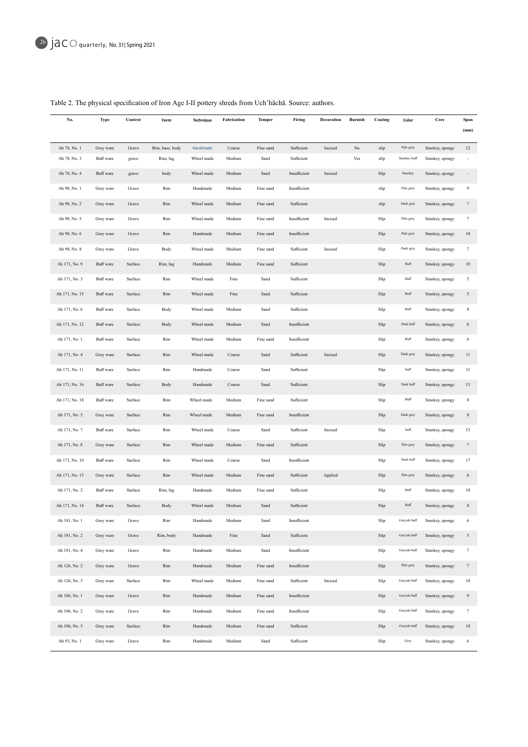Table 2. The physical specification of Iron Age I-II pottery shreds from Uch'hāchā. Source: authors.

| No. | Type | Context | Form | Technique | Fabrication | Temper | Firing | Decoration | Burnish | Coating | Color | Core | Span (mm) |
|---|---|---|---|---|---|---|---|---|---|---|---|---|---|
| Ah 78, No. 1 | Grey ware | Grave | Rim, base, body | Handmade | Coarse | Fine sand | Sufficient | Incised | No | slip | Pale grey | Smokey, spongy | 12 |
| Ah 78, No. 3 | Buff ware | grave | Rim, lug | Wheel made | Medium | Sand | Sufficient | | Yes | slip | Smokey buff | Smokey, spongy | - |
| Ah 78, No. 4 | Buff ware | grave | body | Wheel made | Medium | Sand | Insufficient | Incised | | Slip | Smokey | Smokey, spongy | - |
| Ah 98, No. 1 | Grey ware | Grave | Rim | Handmade | Medium | Fine sand | Insufficient | | | slip | Pale grey | Smokey, spongy | 9 |
| Ah 98, No. 2 | Grey ware | Grave | Rim | Wheel made | Medium | Fine sand | Sufficient | | | slip | Dark grey | Smokey, spongy | 7 |
| Ah 98, No. 5 | Grey ware | Grave | Rim | Wheel made | Medium | Fine sand | Insufficient | Incised | | Slip | Pale grey | Smokey, spongy | 7 |
| Ah 98, No. 6 | Grey ware | Grave | Rim | Handmade | Medium | Fine sand | Insufficient | | | Slip | Pale grey | Smokey, spongy | 10 |
| Ah 98, No. 8 | Grey ware | Grave | Body | Wheel made | Medium | Fine sand | Sufficient | Incised | | Slip | Dark grey | Smokey, spongy | 7 |
| Ah 171, No. 9 | Buff ware | Surface | Rim, lug | Handmade | Medium | Fine sand | Sufficient | | | Slip | Buff | Smokey, spongy | 10 |
| Ah 171, No. 3 | Buff ware | Surface | Rim | Wheel made | Fine | Sand | Sufficient | | | Slip | Buff | Smokey, spongy | 5 |
| Ah 171, No. 15 | Buff ware | Surface | Rim | Wheel made | Fine | Sand | Sufficient | | | Slip | Buff | Smokey, spongy | 5 |
| Ah 171, No. 6 | Buff ware | Surface | Body | Wheel made | Medium | Sand | Sufficient | | | Slip | Buff | Smokey, spongy | 8 |
| Ah 171, No. 12 | Buff ware | Surface | Body | Wheel made | Medium | Sand | Insufficient | | | Slip | Dark buff | Smokey, spongy | 6 |
| Ah 171, No. 1 | Buff ware | Surface | Rim | Wheel made | Medium | Fine sand | Insufficient | | | Slip | Buff | Smokey, spongy | 6 |
| Ah 171, No. 4 | Grey ware | Surface | Rim | Wheel made | Coarse | Sand | Sufficient | Incised | | Slip | Dark grey | Smokey, spongy | 11 |
| Ah 171, No. 11 | Buff ware | Surface | Rim | Handmade | Coarse | Sand | Sufficient | | | Slip | buff | Smokey, spongy | 11 |
| Ah 171, No. 16 | Buff ware | Surface | Body | Handmade | Coarse | Sand | Sufficient | | | Slip | Dark buff | Smokey, spongy | 13 |
| Ah 171, No. 18 | Buff ware | Surface | Rim | Wheel made | Medium | Fine sand | Sufficient | | | Slip | Buff | Smokey, spongy | 8 |
| Ah 171, No. 5 | Grey ware | Surface | Rim | Wheel made | Medium | Fine sand | Insufficient | | | Slip | Dark grey | Smokey, spongy | 8 |
| Ah 171, No. 7 | Buff ware | Surface | Rim | Wheel made | Coarse | Sand | Sufficient | Incised | | Slip | buff | Smokey, spongy | 13 |
| Ah 171, No. 8 | Grey ware | Surface | Rim | Wheel made | Medium | Fine sand | Sufficient | | | Slip | Pale grey | Smokey, spongy | 7 |
| Ah 171, No. 10 | Buff ware | Surface | Rim | Wheel made | Coarse | Sand | Insufficient | | | Slip | Dark buff | Smokey, spongy | 17 |
| Ah 171, No. 13 | Grey ware | Surface | Rim | Wheel made | Medium | Fine sand | Sufficient | Applied | | Slip | Pale grey | Smokey, spongy | 6 |
| Ah 171, No. 2 | Buff ware | Surface | Rim, lug | Handmade | Medium | Fine sand | Sufficient | | | Slip | Buff | Smokey, spongy | 10 |
| Ah 171, No. 14 | Buff ware | Surface | Body | Wheel made | Medium | Sand | Sufficient | | | Slip | Buff | Smokey, spongy | 8 |
| Ah 181, No. 1 | Grey ware | Grave | Rim | Handmade | Medium | Sand | Insufficient | | | Slip | Greyish buff | Smokey, spongy | 6 |
| Ah 181, No. 2 | Grey ware | Grave | Rim, body | Handmade | Fine | Sand | Sufficient | | | Slip | Greyish buff | Smokey, spongy | 5 |
| Ah 181, No. 4 | Grey ware | Grave | Rim | Handmade | Medium | Sand | Insufficient | | | Slip | Greyish buff | Smokey, spongy | 7 |
| Ah 126, No. 2 | Grey ware | Grave | Rim | Handmade | Medium | Fine sand | Insufficient | | | Slip | Pale grey | Smokey, spongy | 7 |
| Ah 126, No. 3 | Grey ware | Surface | Rim | Wheel made | Medium | Fine sand | Sufficient | Incised | | Slip | Greyish buff | Smokey, spongy | 10 |
| Ah 106, No. 1 | Grey ware | Grave | Rim | Handmade | Medium | Fine sand | Insufficient | | | Slip | Greyish buff | Smokey, spongy | 9 |
| Ah 106, No. 2 | Grey ware | Grave | Rim | Handmade | Medium | Fine sand | Insufficient | | | Slip | Greyish buff | Smokey, spongy | 7 |
| Ah 106, No. 5 | Grey ware | Surface | Rim | Handmade | Medium | Fine sand | Sufficient | | | Slip | Greyish buff | Smokey, spongy | 10 |
| Ah 93, No. 1 | Grey ware | Grave | Rim | Handmade | Medium | Sand | Sufficient | | | Slip | Grey | Smokey, spongy | 6 |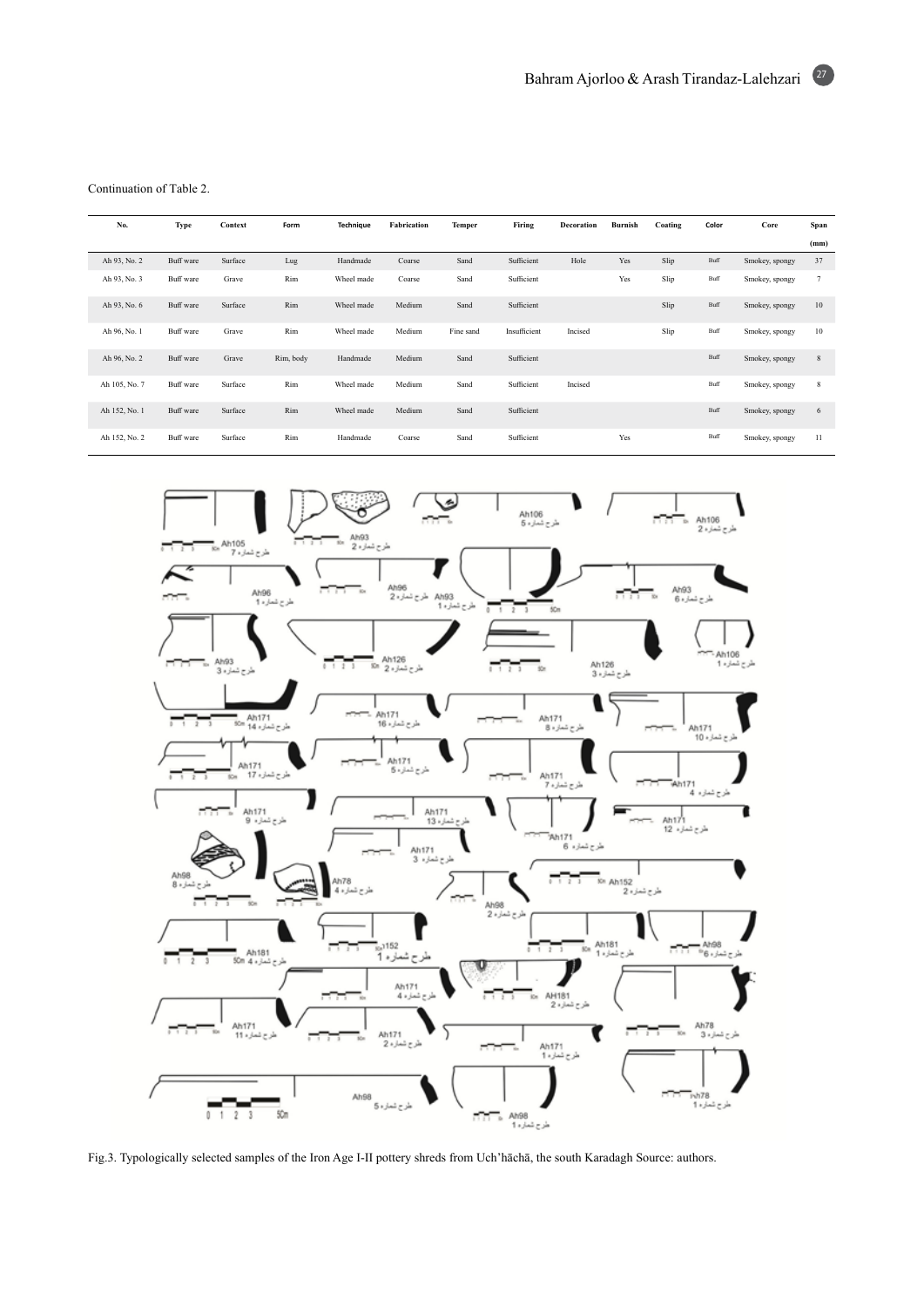Continuation of Table 2.

| No. | Type | Context | Form | Technique | Fabrication | Temper | Firing | Decoration | Burnish | Coating | Color | Core | Span (mm) |
|---|---|---|---|---|---|---|---|---|---|---|---|---|---|
| Ah 93, No. 2 | Buff ware | Surface | Lug | Handmade | Coarse | Sand | Sufficient | Hole | Yes | Slip | Buff | Smokey, spongy | 37 |
| Ah 93, No. 3 | Buff ware | Grave | Rim | Wheel made | Coarse | Sand | Sufficient | | Yes | Slip | Buff | Smokey, spongy | 7 |
| Ah 93, No. 6 | Buff ware | Surface | Rim | Wheel made | Medium | Sand | Sufficient | | | Slip | Buff | Smokey, spongy | 10 |
| Ah 96, No. 1 | Buff ware | Grave | Rim | Wheel made | Medium | Fine sand | Insufficient | Incised | | Slip | Buff | Smokey, spongy | 10 |
| Ah 96, No. 2 | Buff ware | Grave | Rim, body | Handmade | Medium | Sand | Sufficient | | | | Buff | Smokey, spongy | 8 |
| Ah 105, No. 7 | Buff ware | Surface | Rim | Wheel made | Medium | Sand | Sufficient | Incised | | | Buff | Smokey, spongy | 8 |
| Ah 152, No. 1 | Buff ware | Surface | Rim | Wheel made | Medium | Sand | Sufficient | | | | Buff | Smokey, spongy | 6 |
| Ah 152, No. 2 | Buff ware | Surface | Rim | Handmade | Coarse | Sand | Sufficient | | Yes | | Buff | Smokey, spongy | 11 |

Fig.3. Typologically selected samples of the Iron Age I-II pottery shreds from Uch'hāchā, the south Karadagh Source: authors.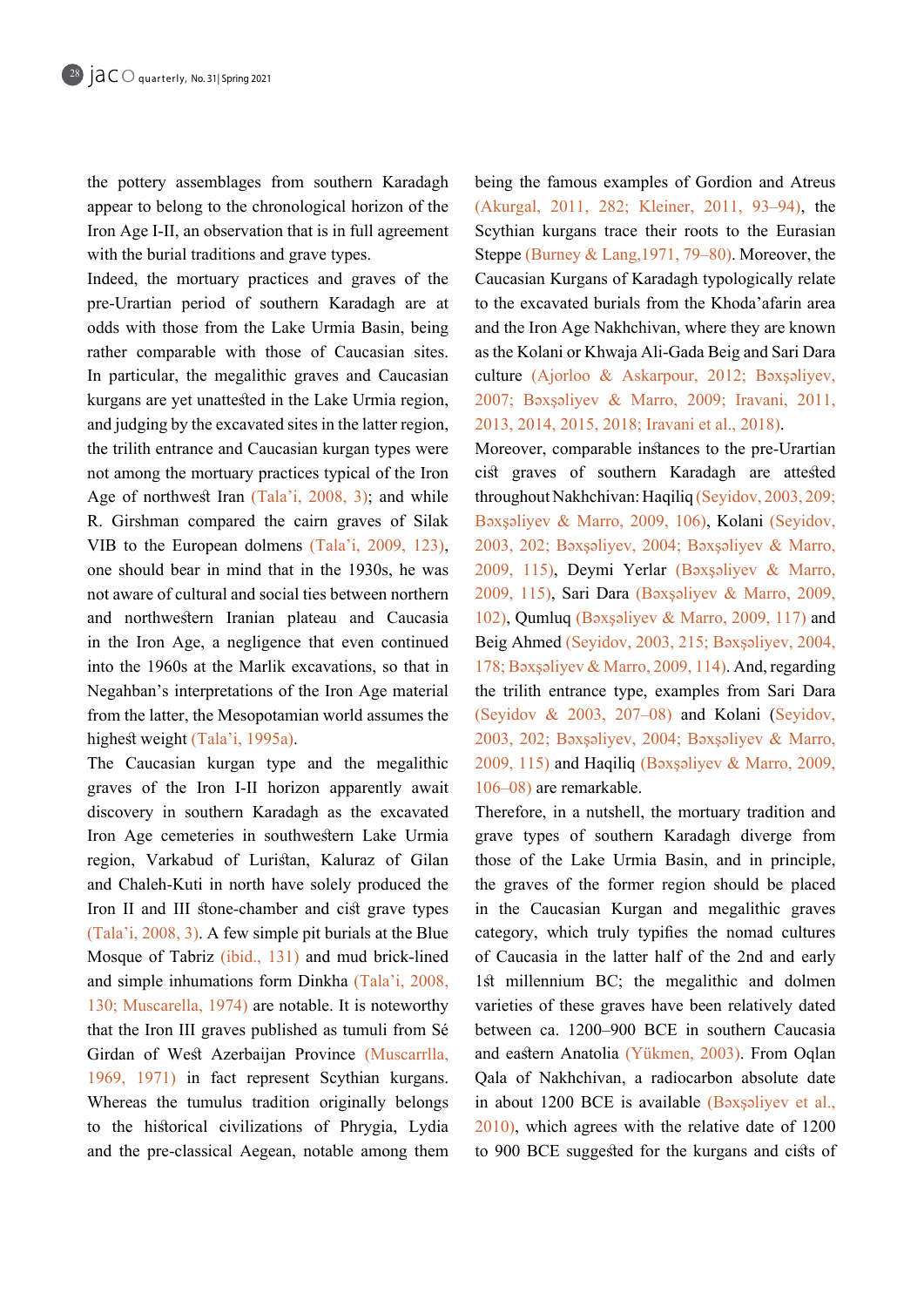the pottery assemblages from southern Karadagh appear to belong to the chronological horizon of the Iron Age I-II, an observation that is in full agreement with the burial traditions and grave types.

Indeed, the mortuary practices and graves of the pre-Urartian period of southern Karadagh are at odds with those from the Lake Urmia Basin, being rather comparable with those of Caucasian sites. In particular, the megalithic graves and Caucasian kurgans are yet unattested in the Lake Urmia region, and judging by the excavated sites in the latter region, the trilith entrance and Caucasian kurgan types were not among the mortuary practices typical of the Iron Age of northwest Iran (Tala'i, 2008, 3); and while R. Girshman compared the cairn graves of Silak VIB to the European dolmens (Tala'i, 2009, 123), one should bear in mind that in the 1930s, he was not aware of cultural and social ties between northern and northwestern Iranian plateau and Caucasia in the Iron Age, a negligence that even continued into the 1960s at the Marlik excavations, so that in Negahban's interpretations of the Iron Age material from the latter, the Mesopotamian world assumes the highest weight (Tala'i, 1995a).

The Caucasian kurgan type and the megalithic graves of the Iron I-II horizon apparently await discovery in southern Karadagh as the excavated Iron Age cemeteries in southwestern Lake Urmia region, Varkabud of Luristan, Kaluraz of Gilan and Chaleh-Kuti in north have solely produced the Iron II and III stone-chamber and cist grave types (Tala'i, 2008, 3). A few simple pit burials at the Blue Mosque of Tabriz (ibid., 131) and mud brick-lined and simple inhumations form Dinkha (Tala'i, 2008, 130; Muscarella, 1974) are notable. It is noteworthy that the Iron III graves published as tumuli from Sé Girdan of West Azerbaijan Province (Muscarrlla, 1969, 1971) in fact represent Scythian kurgans. Whereas the tumulus tradition originally belongs to the historical civilizations of Phrygia, Lydia and the pre-classical Aegean, notable among them being the famous examples of Gordion and Atreus (Akurgal, 2011, 282; Kleiner, 2011, 93–94), the Scythian kurgans trace their roots to the Eurasian Steppe (Burney & Lang,1971, 79–80). Moreover, the Caucasian Kurgans of Karadagh typologically relate to the excavated burials from the Khoda'afarin area and the Iron Age Nakhchivan, where they are known as the Kolani or Khwaja Ali-Gada Beig and Sari Dara culture (Ajorloo & Askarpour, 2012; Bəxşəliyev, 2007; Bəxşəliyev & Marro, 2009; Iravani, 2011, 2013, 2014, 2015, 2018; Iravani et al., 2018).

Moreover, comparable instances to the pre-Urartian cist graves of southern Karadagh are attested throughout Nakhchivan: Haqiliq (Seyidov, 2003, 209; Bəxşəliyev & Marro, 2009, 106), Kolani (Seyidov, 2003, 202; Bəxşəliyev, 2004; Bəxşəliyev & Marro, 2009, 115), Deymi Yerlar (Bəxşəliyev & Marro, 2009, 115), Sari Dara (Bəxşəliyev & Marro, 2009, 102), Qumluq (Bəxşəliyev & Marro, 2009, 117) and Beig Ahmed (Seyidov, 2003, 215; Bəxşəliyev, 2004, 178; Bəxşəliyev & Marro, 2009, 114). And, regarding the trilith entrance type, examples from Sari Dara (Seyidov & 2003, 207–08) and Kolani (Seyidov, 2003, 202; Bəxşəliyev, 2004; Bəxşəliyev & Marro, 2009, 115) and Haqiliq (Bəxşəliyev & Marro, 2009, 106–08) are remarkable.

Therefore, in a nutshell, the mortuary tradition and grave types of southern Karadagh diverge from those of the Lake Urmia Basin, and in principle, the graves of the former region should be placed in the Caucasian Kurgan and megalithic graves category, which truly typifies the nomad cultures of Caucasia in the latter half of the 2nd and early 1st millennium BC; the megalithic and dolmen varieties of these graves have been relatively dated between ca. 1200–900 BCE in southern Caucasia and eastern Anatolia (Yükmen, 2003). From Oqlan Qala of Nakhchivan, a radiocarbon absolute date in about 1200 BCE is available (Bəxşəliyev et al., 2010), which agrees with the relative date of 1200 to 900 BCE suggested for the kurgans and cists of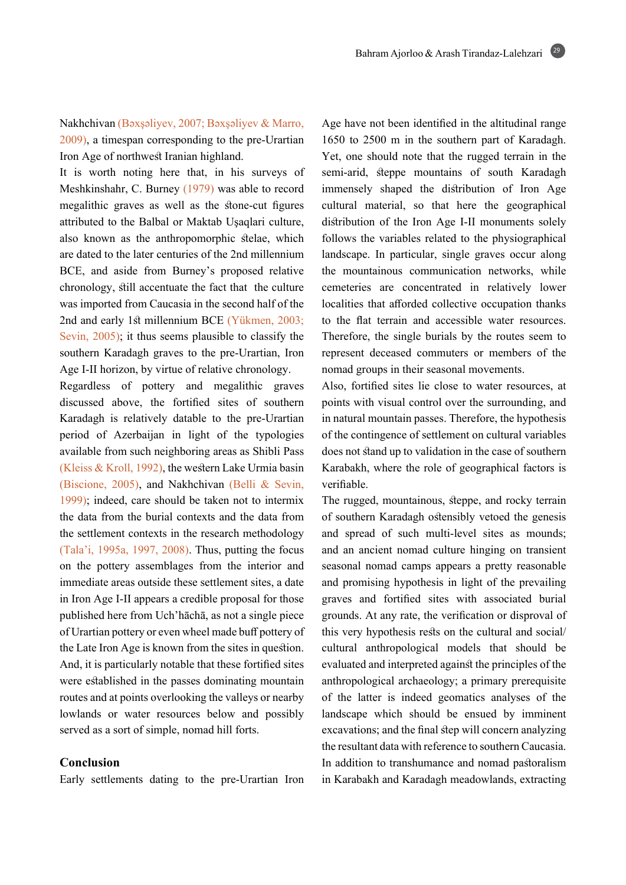Nakhchivan (Bəxşəliyev, 2007; Bəxşəliyev & Marro, 2009), a timespan corresponding to the pre-Urartian Iron Age of northwest Iranian highland.

It is worth noting here that, in his surveys of Meshkinshahr, C. Burney (1979) was able to record megalithic graves as well as the stone-cut figures attributed to the Balbal or Maktab Uşaqlari culture, also known as the anthropomorphic stelae, which are dated to the later centuries of the 2nd millennium BCE, and aside from Burney's proposed relative chronology, still accentuate the fact that the culture was imported from Caucasia in the second half of the 2nd and early 1st millennium BCE (Yükmen, 2003; Sevin, 2005); it thus seems plausible to classify the southern Karadagh graves to the pre-Urartian, Iron Age I-II horizon, by virtue of relative chronology.

Regardless of pottery and megalithic graves discussed above, the fortified sites of southern Karadagh is relatively datable to the pre-Urartian period of Azerbaijan in light of the typologies available from such neighboring areas as Shibli Pass (Kleiss & Kroll, 1992), the western Lake Urmia basin (Biscione, 2005), and Nakhchivan (Belli & Sevin, 1999); indeed, care should be taken not to intermix the data from the burial contexts and the data from the settlement contexts in the research methodology (Tala'i, 1995a, 1997, 2008). Thus, putting the focus on the pottery assemblages from the interior and immediate areas outside these settlement sites, a date in Iron Age I-II appears a credible proposal for those published here from Uch'hāchā, as not a single piece of Urartian pottery or even wheel made buff pottery of the Late Iron Age is known from the sites in question. And, it is particularly notable that these fortified sites were established in the passes dominating mountain routes and at points overlooking the valleys or nearby lowlands or water resources below and possibly served as a sort of simple, nomad hill forts.

## Conclusion

Early settlements dating to the pre-Urartian Iron Age have not been identified in the altitudinal range 1650 to 2500 m in the southern part of Karadagh. Yet, one should note that the rugged terrain in the semi-arid, steppe mountains of south Karadagh immensely shaped the distribution of Iron Age cultural material, so that here the geographical distribution of the Iron Age I-II monuments solely follows the variables related to the physiographical landscape. In particular, single graves occur along the mountainous communication networks, while cemeteries are concentrated in relatively lower localities that afforded collective occupation thanks to the flat terrain and accessible water resources. Therefore, the single burials by the routes seem to represent deceased commuters or members of the nomad groups in their seasonal movements.

Also, fortified sites lie close to water resources, at points with visual control over the surrounding, and in natural mountain passes. Therefore, the hypothesis of the contingence of settlement on cultural variables does not stand up to validation in the case of southern Karabakh, where the role of geographical factors is verifiable.

The rugged, mountainous, steppe, and rocky terrain of southern Karadagh ostensibly vetoed the genesis and spread of such multi-level sites as mounds; and an ancient nomad culture hinging on transient seasonal nomad camps appears a pretty reasonable and promising hypothesis in light of the prevailing graves and fortified sites with associated burial grounds. At any rate, the verification or disproval of this very hypothesis rests on the cultural and social/cultural anthropological models that should be evaluated and interpreted against the principles of the anthropological archaeology; a primary prerequisite of the latter is indeed geomatics analyses of the landscape which should be ensued by imminent excavations; and the final step will concern analyzing the resultant data with reference to southern Caucasia.

In addition to transhumance and nomad pastoralism in Karabakh and Karadagh meadowlands, extracting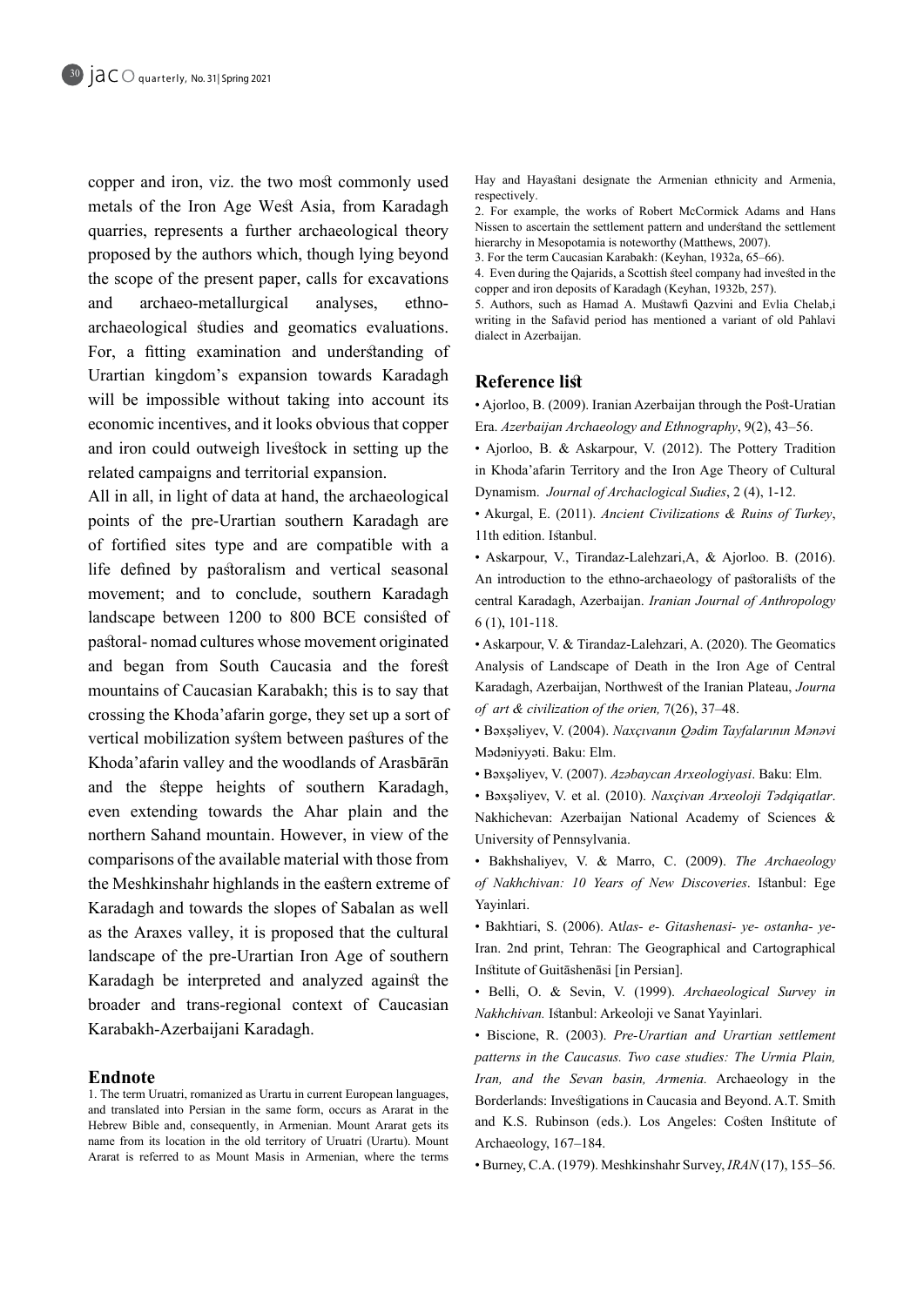copper and iron, viz. the two most commonly used metals of the Iron Age West Asia, from Karadagh quarries, represents a further archaeological theory proposed by the authors which, though lying beyond the scope of the present paper, calls for excavations and archaeo-metallurgical analyses, ethno-archaeological studies and geomatics evaluations. For, a fitting examination and understanding of Urartian kingdom's expansion towards Karadagh will be impossible without taking into account its economic incentives, and it looks obvious that copper and iron could outweigh livestock in setting up the related campaigns and territorial expansion.

All in all, in light of data at hand, the archaeological points of the pre-Urartian southern Karadagh are of fortified sites type and are compatible with a life defined by pastoralism and vertical seasonal movement; and to conclude, southern Karadagh landscape between 1200 to 800 BCE consisted of pastoral- nomad cultures whose movement originated and began from South Caucasia and the forest mountains of Caucasian Karabakh; this is to say that crossing the Khoda'afarin gorge, they set up a sort of vertical mobilization system between pastures of the Khoda'afarin valley and the woodlands of Arasbārān and the steppe heights of southern Karadagh, even extending towards the Ahar plain and the northern Sahand mountain. However, in view of the comparisons of the available material with those from the Meshkinshahr highlands in the eastern extreme of Karadagh and towards the slopes of Sabalan as well as the Araxes valley, it is proposed that the cultural landscape of the pre-Urartian Iron Age of southern Karadagh be interpreted and analyzed against the broader and trans-regional context of Caucasian Karabakh-Azerbaijani Karadagh.

## Endnote

1. The term Uruatri, romanized as Urartu in current European languages, and translated into Persian in the same form, occurs as Ararat in the Hebrew Bible and, consequently, in Armenian. Mount Ararat gets its name from its location in the old territory of Uruatri (Urartu). Mount Ararat is referred to as Mount Masis in Armenian, where the terms Hay and Hayastani designate the Armenian ethnicity and Armenia, respectively.
2. For example, the works of Robert McCormick Adams and Hans Nissen to ascertain the settlement pattern and understand the settlement hierarchy in Mesopotamia is noteworthy (Matthews, 2007).
3. For the term Caucasian Karabakh: (Keyhan, 1932a, 65–66).
4. Even during the Qajarids, a Scottish steel company had invested in the copper and iron deposits of Karadagh (Keyhan, 1932b, 257).
5. Authors, such as Hamad A. Mustawfi Qazvini and Evlia Chelab,i writing in the Safavid period has mentioned a variant of old Pahlavi dialect in Azerbaijan.

## Reference list

- Ajorloo, B. (2009). Iranian Azerbaijan through the Post-Uratian Era. *Azerbaijan Archaeology and Ethnography*, 9(2), 43–56.
- Ajorloo, B. & Askarpour, V. (2012). The Pottery Tradition in Khoda'afarin Territory and the Iron Age Theory of Cultural Dynamism. *Journal of Archaclogical Sudies*, 2 (4), 1-12.
- Akurgal, E. (2011). *Ancient Civilizations & Ruins of Turkey*, 11th edition. Istanbul.
- Askarpour, V., Tirandaz-Lalehzari,A, & Ajorloo. B. (2016). An introduction to the ethno-archaeology of pastoralists of the central Karadagh, Azerbaijan. *Iranian Journal of Anthropology* 6 (1), 101-118.
- Askarpour, V. & Tirandaz-Lalehzari, A. (2020). The Geomatics Analysis of Landscape of Death in the Iron Age of Central Karadagh, Azerbaijan, Northwest of the Iranian Plateau, *Journa of art & civilization of the orien,* 7(26), 37–48.
- Bəxşəliyev, V. (2004). *Naxçıvanın Qədim Tayfalarının Mənəvi* Mədəniyyəti. Baku: Elm.
- Bəxşəliyev, V. (2007). *Azəbaycan Arxeologiyasi*. Baku: Elm.
- Bəxşəliyev, V. et al. (2010). *Naxçivan Arxeoloji Tədqiqatlar*. Nakhichevan: Azerbaijan National Academy of Sciences & University of Pennsylvania.
- Bakhshaliyev, V. & Marro, C. (2009). *The Archaeology of Nakhchivan: 10 Years of New Discoveries*. Istanbul: Ege Yayinlari.
- Bakhtiari, S. (2006). At*las- e- Gitashenasi- ye- ostanha- ye-* Iran. 2nd print, Tehran: The Geographical and Cartographical Institute of Guitāshenāsi [in Persian].
- Belli, O. & Sevin, V. (1999). *Archaeological Survey in Nakhchivan.* Istanbul: Arkeoloji ve Sanat Yayinlari.
- Biscione, R. (2003). *Pre-Urartian and Urartian settlement patterns in the Caucasus. Two case studies: The Urmia Plain, Iran, and the Sevan basin, Armenia.* Archaeology in the Borderlands: Investigations in Caucasia and Beyond. A.T. Smith and K.S. Rubinson (eds.). Los Angeles: Costen Institute of Archaeology, 167–184.
- Burney, C.A. (1979). Meshkinshahr Survey, *IRAN* (17), 155–56.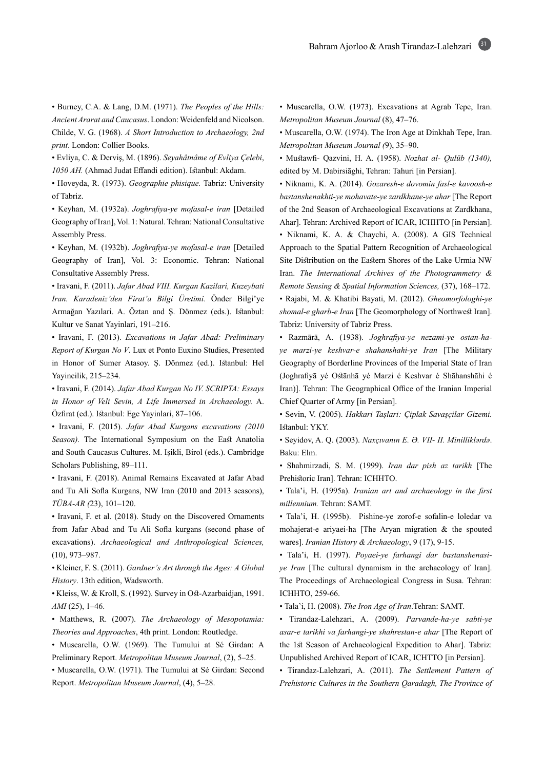• Burney, C.A. & Lang, D.M. (1971). *The Peoples of the Hills: Ancient Ararat and Caucasus*. London: Weidenfeld and Nicolson. Childe, V. G. (1968). *A Short Introduction to Archaeology, 2nd print*. London: Collier Books.

• Evliya, C. & Derviş, M. (1896). *Seyahâtnâme of Evliya Çelebi*, *1050 AH.* (Ahmad Judat Effandi edition). Istanbul: Akdam.

• Hoveyda, R. (1973). *Geographie phisique.* Tabriz: University of Tabriz.

• Keyhan, M. (1932a). *Joghrafiya-ye mofasal-e iran* [Detailed Geography of Iran], Vol. 1: Natural. Tehran: National Consultative Assembly Press.

• Keyhan, M. (1932b). *Joghrafiya-ye mofasal-e iran* [Detailed Geography of Iran], Vol. 3: Economic. Tehran: National Consultative Assembly Press.

• Iravani, F. (2011). *Jafar Abad VIII. Kurgan Kazilari, Kuzeybati Iran. Karadeniz'den Firat'a Bilgi Üretimi.* Önder Bilgi'ye Armağan Yazılari. A. Öztan and Ş. Dönmez (eds.). Istanbul: Kultur ve Sanat Yayinlari, 191–216.

• Iravani, F. (2013). *Excavations in Jafar Abad: Preliminary Report of Kurgan No V*. Lux et Ponto Euxino Studies, Presented in Honor of Sumer Atasoy. Ş. Dönmez (ed.). Istanbul: Hel Yayincilik, 215–234.

• Iravani, F. (2014). *Jafar Abad Kurgan No IV. SCRIPTA: Essays in Honor of Veli Sevin, A Life Immersed in Archaeology.* A. Özfirat (ed.). Istanbul: Ege Yayinlari, 87–106.

• Iravani, F. (2015). *Jafar Abad Kurgans excavations (2010 Season).* The International Symposium on the East Anatolia and South Caucasus Cultures. M. Işikli, Birol (eds.). Cambridge Scholars Publishing, 89–111.

• Iravani, F. (2018). Animal Remains Excavated at Jafar Abad and Tu Ali Sofla Kurgans, NW Iran (2010 and 2013 seasons), *TÜBA-AR (*23), 101–120.

• Iravani, F. et al. (2018). Study on the Discovered Ornaments from Jafar Abad and Tu Ali Sofla kurgans (second phase of excavations). *Archaeological and Anthropological Sciences,* (10), 973–987.

• Kleiner, F. S. (2011). *Gardner's Art through the Ages: A Global History*. 13th edition, Wadsworth.

• Kleiss, W. & Kroll, S. (1992). Survey in Ost-Azarbaidjan, 1991. *AMI* (25), 1–46.

• Matthews, R. (2007). *The Archaeology of Mesopotamia: Theories and Approaches*, 4th print. London: Routledge.

• Muscarella, O.W. (1969). The Tumului at Sé Girdan: A Preliminary Report. *Metropolitan Museum Journal*, (2), 5–25.

• Muscarella, O.W. (1971). The Tumului at Sé Girdan: Second Report. *Metropolitan Museum Journal*, (4), 5–28.

• Muscarella, O.W. (1973). Excavations at Agrab Tepe, Iran. *Metropolitan Museum Journal* (8), 47–76.

• Muscarella, O.W. (1974). The Iron Age at Dinkhah Tepe, Iran. *Metropolitan Museum Journal (*9), 35–90.

• Mustawfi- Qazvini, H. A. (1958). *Nozhat al- Qulūb (1340),* edited by M. Dabirsiāghi, Tehran: Tahuri [in Persian].

• Niknami, K. A. (2014). *Gozaresh-e dovomin fasl-e kavoosh-e bastanshenakhti-ye mohavate-ye zardkhane-ye ahar* [The Report of the 2nd Season of Archaeological Excavations at Zardkhana, Ahar]. Tehran: Archived Report of ICAR, ICHHTO [in Persian].

• Niknami, K. A. & Chaychi, A. (2008). A GIS Technical Approach to the Spatial Pattern Recognition of Archaeological Site Distribution on the Eastern Shores of the Lake Urmia NW Iran. *The International Archives of the Photogrammetry & Remote Sensing & Spatial Information Sciences,* (37), 168–172.

• Rajabi, M. & Khatibi Bayati, M. (2012). *Gheomorfologhi-ye shomal-e gharb-e Iran* [The Geomorphology of Northwest Iran]. Tabriz: University of Tabriz Press.

• Razmārā, A. (1938). *Joghrafiya-ye nezami-ye ostan-ha-ye marzi-ye keshvar-e shahanshahi-ye Iran* [The Military Geography of Borderline Provinces of the Imperial State of Iran (Joghrafiyā yé Ostānhā yé Marzi é Keshvar é Shāhanshāhi é Iran)]. Tehran: The Geographical Office of the Iranian Imperial Chief Quarter of Army [in Persian].

• Sevin, V. (2005). *Hakkari Taşlari: Çiplak Savaşçilar Gizemi.* Istanbul: YKY.

• Seyidov, A. Q. (2003). *Naxçıvanın E. Ə. VII- II. Minilliklərdə*. Baku: Elm.

• Shahmirzadi, S. M. (1999). *Iran dar pish az tarikh* [The Prehistoric Iran]. Tehran: ICHHTO.

• Tala'i, H. (1995a). *Iranian art and archaeology in the first millennium.* Tehran: SAMT.

• Tala'i, H. (1995b). Pishine-ye zorof-e sofalin-e loledar va mohajerat-e ariyaei-ha [The Aryan migration & the spouted wares]. *Iranian History & Archaeology*, 9 (17), 9-15.

• Tala'i, H. (1997). *Poyaei-ye farhangi dar bastanshenasi-ye Iran* [The cultural dynamism in the archaeology of Iran]. The Proceedings of Archaeological Congress in Susa. Tehran: ICHHTO, 259-66.

• Tala'i, H. (2008). *The Iron Age of Iran*.Tehran: SAMT.

• Tirandaz-Lalehzari, A. (2009). *Parvande-ha-ye sabti-ye asar-e tarikhi va farhangi-ye shahrestan-e ahar* [The Report of the 1st Season of Archaeological Expedition to Ahar]. Tabriz: Unpublished Archived Report of ICAR, ICHTTO [in Persian].

• Tirandaz-Lalehzari, A. (2011). *The Settlement Pattern of Prehistoric Cultures in the Southern Qaradagh, The Province of*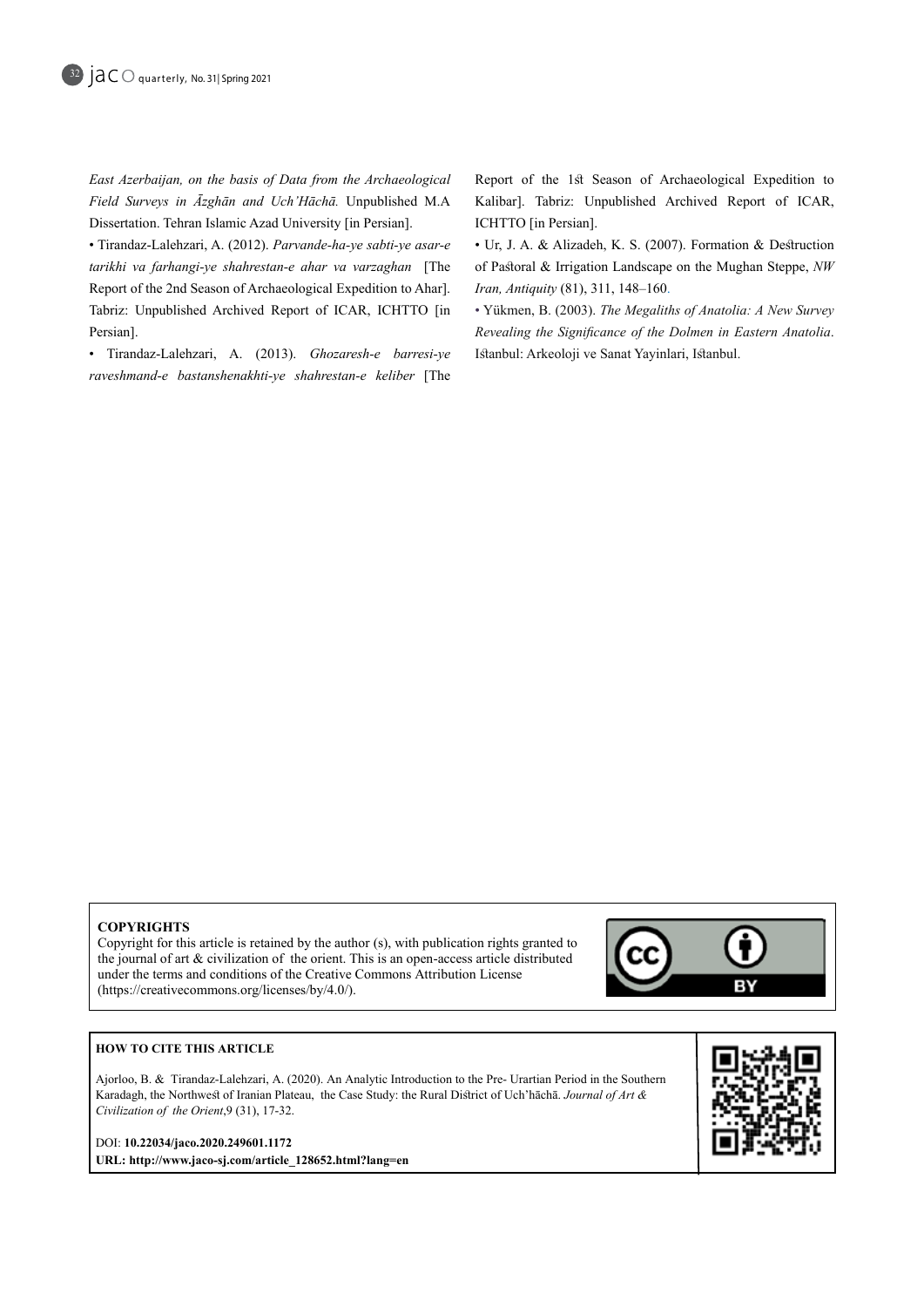*East Azerbaijan, on the basis of Data from the Archaeological Field Surveys in Āzghān and Uch'Hāchā.* Unpublished M.A Dissertation. Tehran Islamic Azad University [in Persian].

- Tirandaz-Lalehzari, A. (2012). *Parvande-ha-ye sabti-ye asar-e tarikhi va farhangi-ye shahrestan-e ahar va varzaghan* [The Report of the 2nd Season of Archaeological Expedition to Ahar]. Tabriz: Unpublished Archived Report of ICAR, ICHTTO [in Persian].
- Tirandaz-Lalehzari, A. (2013). *Ghozaresh-e barresi-ye raveshmand-e bastanshenakhti-ye shahrestan-e keliber* [The Report of the 1st Season of Archaeological Expedition to Kalibar]. Tabriz: Unpublished Archived Report of ICAR, ICHTTO [in Persian].
- Ur, J. A. & Alizadeh, K. S. (2007). Formation & Destruction of Pastoral & Irrigation Landscape on the Mughan Steppe, *NW Iran, Antiquity* (81), 311, 148–160.
- Yükmen, B. (2003). *The Megaliths of Anatolia: A New Survey Revealing the Significance of the Dolmen in Eastern Anatolia*. Istanbul: Arkeoloji ve Sanat Yayinlari, Istanbul.

**COPYRIGHTS**

Copyright for this article is retained by the author (s), with publication rights granted to the journal of art & civilization of the orient. This is an open-access article distributed under the terms and conditions of the Creative Commons Attribution License (https://creativecommons.org/licenses/by/4.0/).

**HOW TO CITE THIS ARTICLE**

Ajorloo, B. & Tirandaz-Lalehzari, A. (2020). An Analytic Introduction to the Pre- Urartian Period in the Southern Karadagh, the Northwest of Iranian Plateau, the Case Study: the Rural District of Uch'hāchā. *Journal of Art & Civilization of the Orient*,9 (31), 17-32.

DOI: **10.22034/jaco.2020.249601.1172**

**URL: http://www.jaco-sj.com/article_128652.html?lang=en**